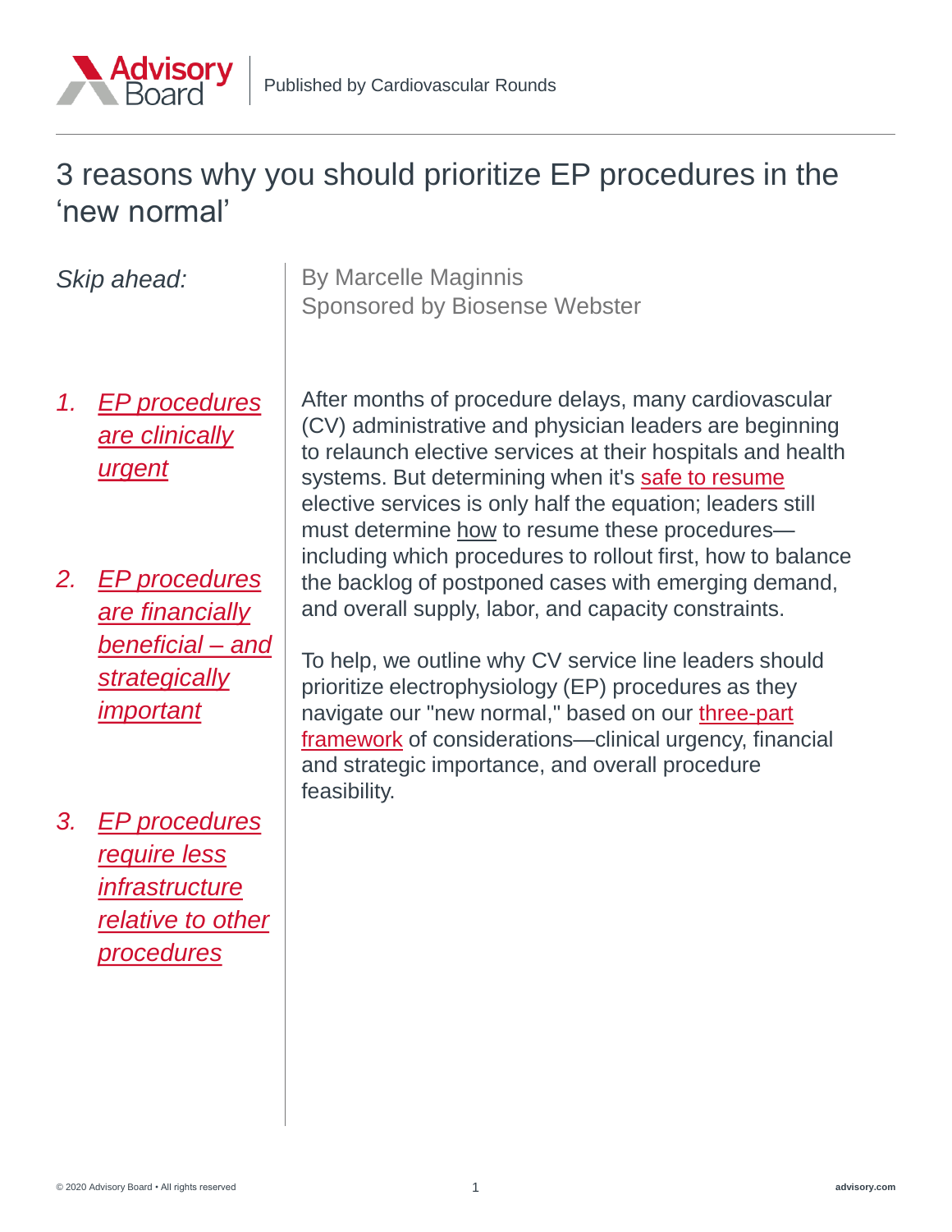Published by Cardiovascular Rounds

# 3 reasons why you should prioritize EP procedures in the 'new normal'

By Marcelle Maginnis
Sponsored by Biosense Webster

*Skip ahead:*

1. *EP procedures are clinically urgent*
2. *EP procedures are financially beneficial – and strategically important*
3. *EP procedures require less infrastructure relative to other procedures*

After months of procedure delays, many cardiovascular (CV) administrative and physician leaders are beginning to relaunch elective services at their hospitals and health systems. But determining when it's safe to resume elective services is only half the equation; leaders still must determine how to resume these procedures—including which procedures to rollout first, how to balance the backlog of postponed cases with emerging demand, and overall supply, labor, and capacity constraints.

To help, we outline why CV service line leaders should prioritize electrophysiology (EP) procedures as they navigate our "new normal," based on our three-part framework of considerations—clinical urgency, financial and strategic importance, and overall procedure feasibility.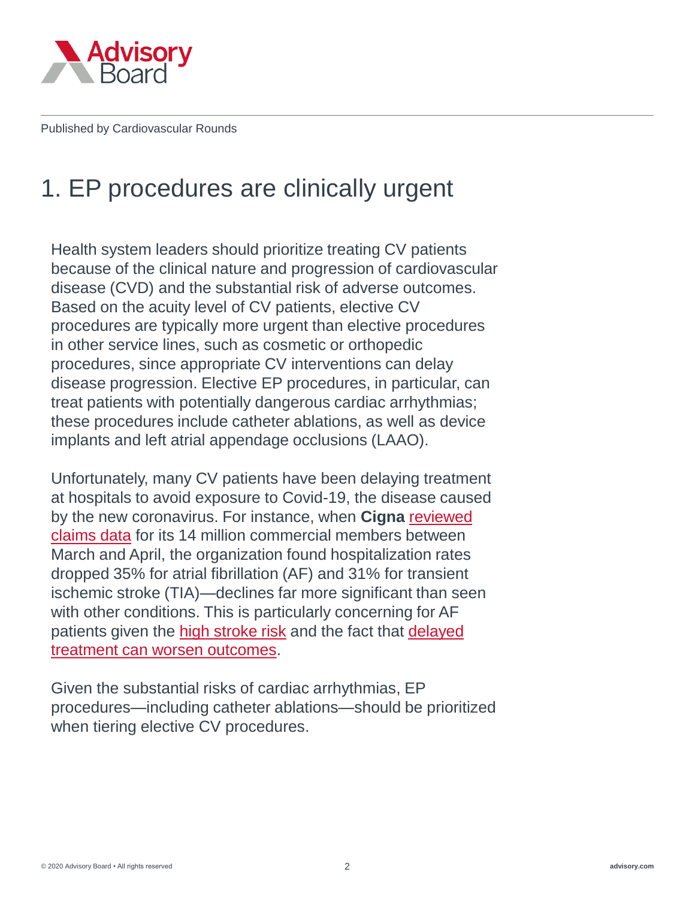Published by Cardiovascular Rounds

# 1. EP procedures are clinically urgent

Health system leaders should prioritize treating CV patients because of the clinical nature and progression of cardiovascular disease (CVD) and the substantial risk of adverse outcomes. Based on the acuity level of CV patients, elective CV procedures are typically more urgent than elective procedures in other service lines, such as cosmetic or orthopedic procedures, since appropriate CV interventions can delay disease progression. Elective EP procedures, in particular, can treat patients with potentially dangerous cardiac arrhythmias; these procedures include catheter ablations, as well as device implants and left atrial appendage occlusions (LAAO).

Unfortunately, many CV patients have been delaying treatment at hospitals to avoid exposure to Covid-19, the disease caused by the new coronavirus. For instance, when **Cigna** reviewed claims data for its 14 million commercial members between March and April, the organization found hospitalization rates dropped 35% for atrial fibrillation (AF) and 31% for transient ischemic stroke (TIA)—declines far more significant than seen with other conditions. This is particularly concerning for AF patients given the high stroke risk and the fact that delayed treatment can worsen outcomes.

Given the substantial risks of cardiac arrhythmias, EP procedures—including catheter ablations—should be prioritized when tiering elective CV procedures.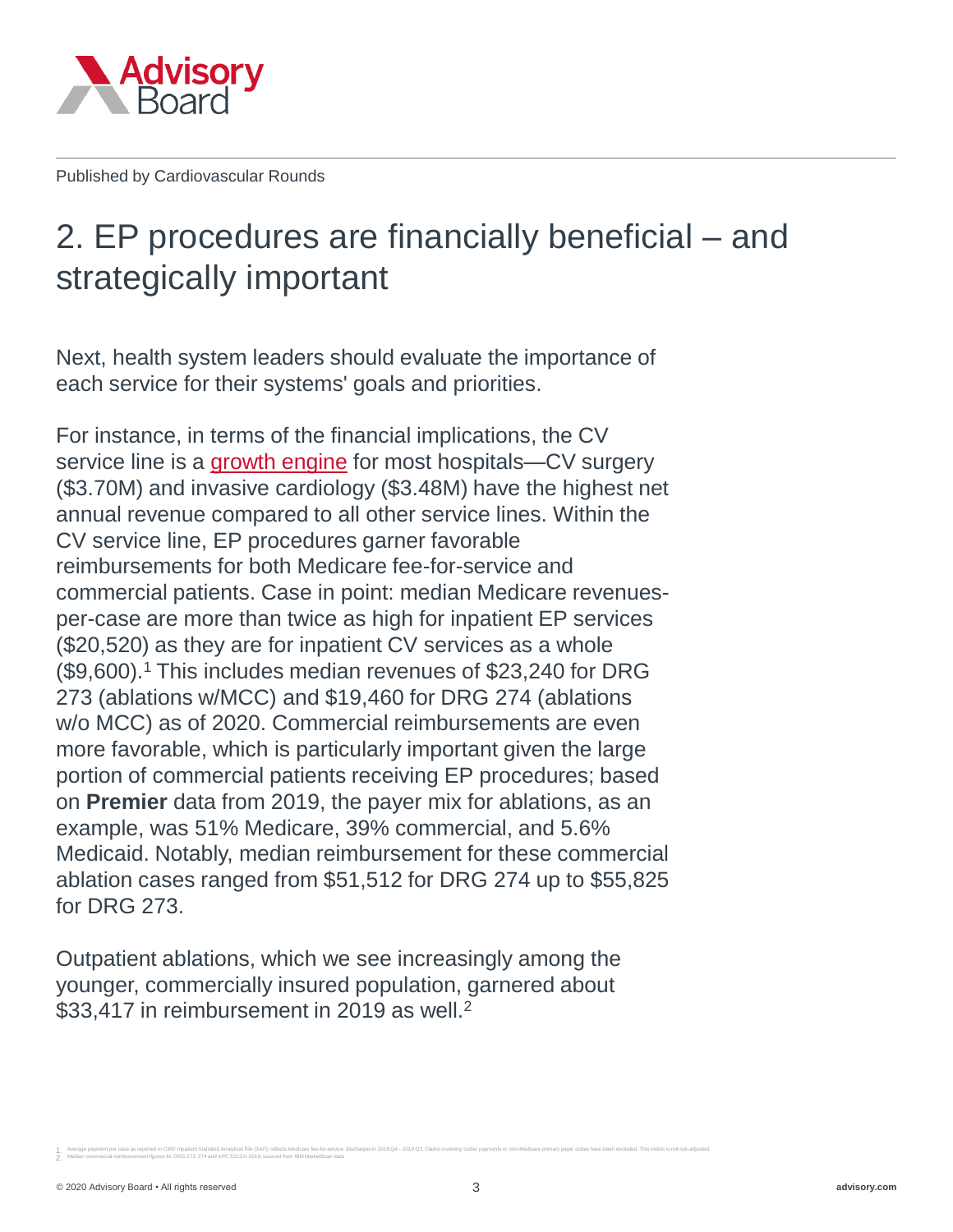Published by Cardiovascular Rounds

# 2. EP procedures are financially beneficial – and strategically important

Next, health system leaders should evaluate the importance of each service for their systems' goals and priorities.

For instance, in terms of the financial implications, the CV service line is a growth engine for most hospitals—CV surgery ($3.70M) and invasive cardiology ($3.48M) have the highest net annual revenue compared to all other service lines. Within the CV service line, EP procedures garner favorable reimbursements for both Medicare fee-for-service and commercial patients. Case in point: median Medicare revenues-per-case are more than twice as high for inpatient EP services ($20,520) as they are for inpatient CV services as a whole ($9,600).[1] This includes median revenues of $23,240 for DRG 273 (ablations w/MCC) and $19,460 for DRG 274 (ablations w/o MCC) as of 2020. Commercial reimbursements are even more favorable, which is particularly important given the large portion of commercial patients receiving EP procedures; based on **Premier** data from 2019, the payer mix for ablations, as an example, was 51% Medicare, 39% commercial, and 5.6% Medicaid. Notably, median reimbursement for these commercial ablation cases ranged from $51,512 for DRG 274 up to $55,825 for DRG 273.

Outpatient ablations, which we see increasingly among the younger, commercially insured population, garnered about $33,417 in reimbursement in 2019 as well.[2]

1. Average payment per case as reported in CMS' Inpatient Standard Analytical File (SAF); reflects Medicare fee-for-service discharges in 2018 Q4 - 2019 Q3. Claims involving outlier payments or non-Medicare primary payer codes have been excluded. This metric is not risk-adjusted.
2. Median commercial reimbursement figures for DRG 273, 274 and APC 5213 in 2019, sourced from IBM MarketScan data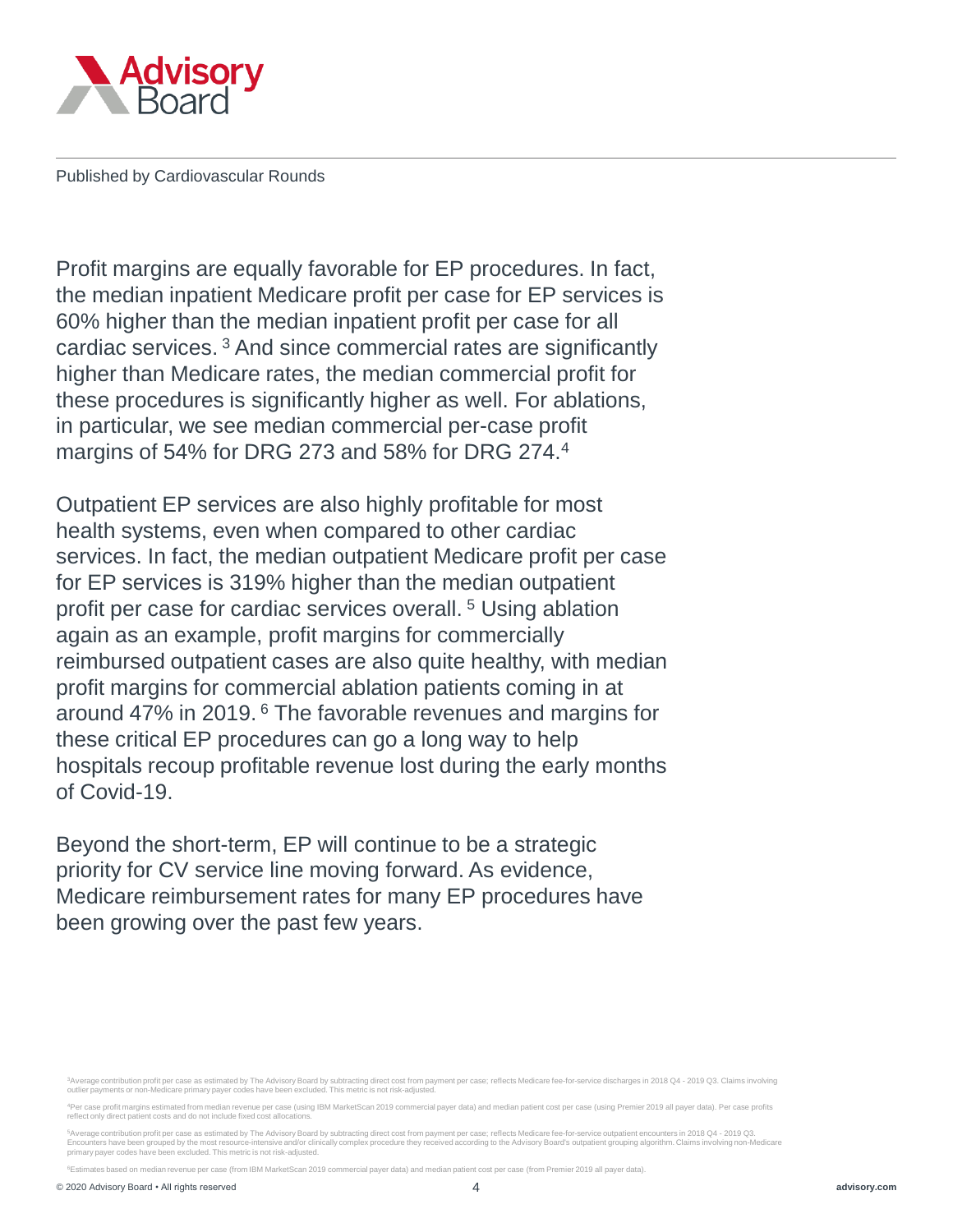Profit margins are equally favorable for EP procedures. In fact, the median inpatient Medicare profit per case for EP services is 60% higher than the median inpatient profit per case for all cardiac services. [3] And since commercial rates are significantly higher than Medicare rates, the median commercial profit for these procedures is significantly higher as well. For ablations, in particular, we see median commercial per-case profit margins of 54% for DRG 273 and 58% for DRG 274.[4]

Outpatient EP services are also highly profitable for most health systems, even when compared to other cardiac services. In fact, the median outpatient Medicare profit per case for EP services is 319% higher than the median outpatient profit per case for cardiac services overall. [5] Using ablation again as an example, profit margins for commercially reimbursed outpatient cases are also quite healthy, with median profit margins for commercial ablation patients coming in at around 47% in 2019. [6] The favorable revenues and margins for these critical EP procedures can go a long way to help hospitals recoup profitable revenue lost during the early months of Covid-19.

Beyond the short-term, EP will continue to be a strategic priority for CV service line moving forward. As evidence, Medicare reimbursement rates for many EP procedures have been growing over the past few years.

[3] Average contribution profit per case as estimated by The Advisory Board by subtracting direct cost from payment per case; reflects Medicare fee-for-service discharges in 2018 Q4 - 2019 Q3. Claims involving outlier payments or non-Medicare primary payer codes have been excluded. This metric is not risk-adjusted.

[4] Per case profit margins estimated from median revenue per case (using IBM MarketScan 2019 commercial payer data) and median patient cost per case (using Premier 2019 all payer data). Per case profits reflect only direct patient costs and do not include fixed cost allocations.

[5] Average contribution profit per case as estimated by The Advisory Board by subtracting direct cost from payment per case; reflects Medicare fee-for-service outpatient encounters in 2018 Q4 - 2019 Q3. Encounters have been grouped by the most resource-intensive and/or clinically complex procedure they received according to the Advisory Board's outpatient grouping algorithm. Claims involving non-Medicare primary payer codes have been excluded. This metric is not risk-adjusted.

[6] Estimates based on median revenue per case (from IBM MarketScan 2019 commercial payer data) and median patient cost per case (from Premier 2019 all payer data).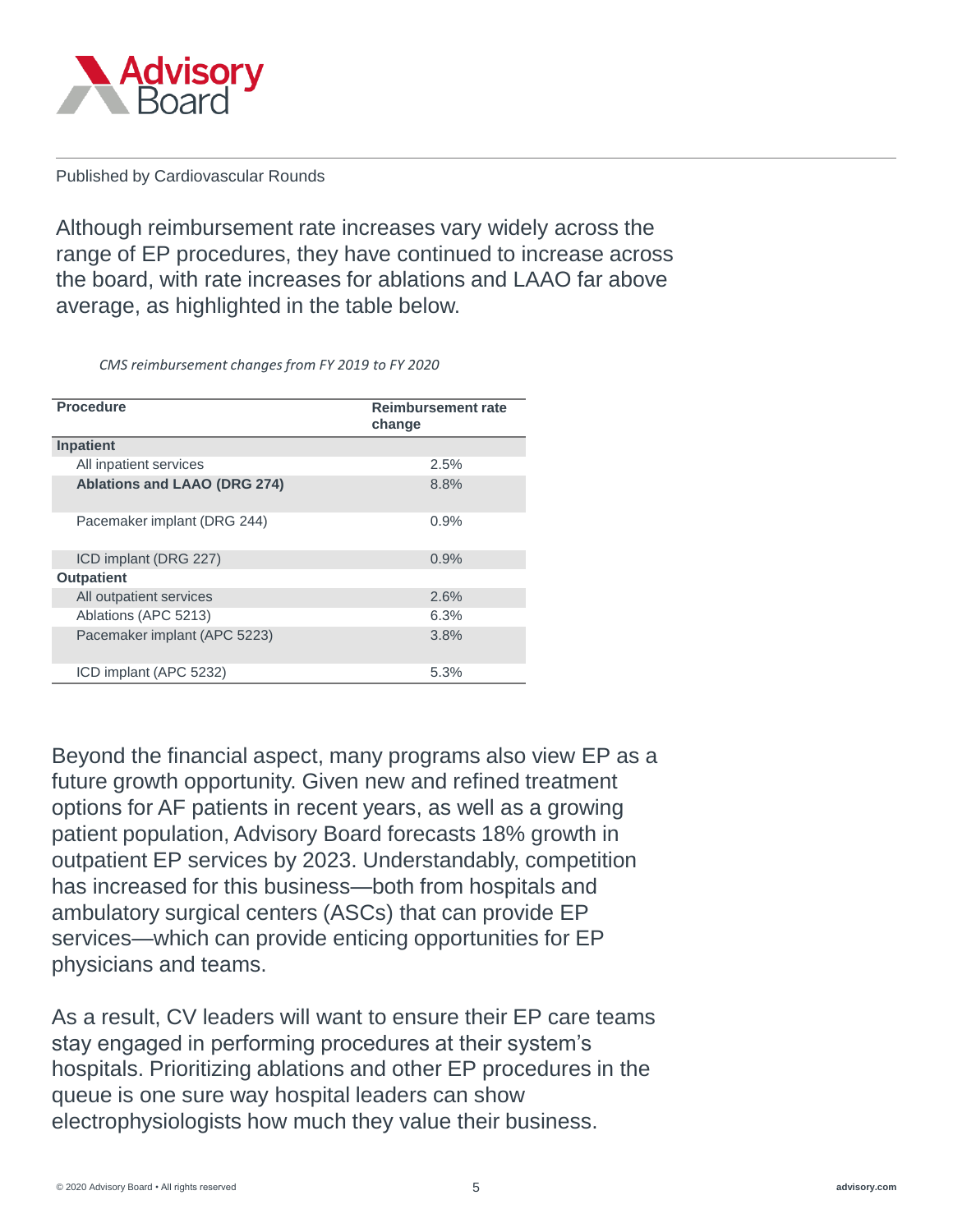Published by Cardiovascular Rounds

Although reimbursement rate increases vary widely across the range of EP procedures, they have continued to increase across the board, with rate increases for ablations and LAAO far above average, as highlighted in the table below.

*CMS reimbursement changes from FY 2019 to FY 2020*

| Procedure | Reimbursement rate change |
|---|---|
| **Inpatient** | |
| All inpatient services | 2.5% |
| **Ablations and LAAO (DRG 274)** | 8.8% |
| Pacemaker implant (DRG 244) | 0.9% |
| ICD implant (DRG 227) | 0.9% |
| **Outpatient** | |
| All outpatient services | 2.6% |
| Ablations (APC 5213) | 6.3% |
| Pacemaker implant (APC 5223) | 3.8% |
| ICD implant (APC 5232) | 5.3% |

Beyond the financial aspect, many programs also view EP as a future growth opportunity. Given new and refined treatment options for AF patients in recent years, as well as a growing patient population, Advisory Board forecasts 18% growth in outpatient EP services by 2023. Understandably, competition has increased for this business—both from hospitals and ambulatory surgical centers (ASCs) that can provide EP services—which can provide enticing opportunities for EP physicians and teams.

As a result, CV leaders will want to ensure their EP care teams stay engaged in performing procedures at their system's hospitals. Prioritizing ablations and other EP procedures in the queue is one sure way hospital leaders can show electrophysiologists how much they value their business.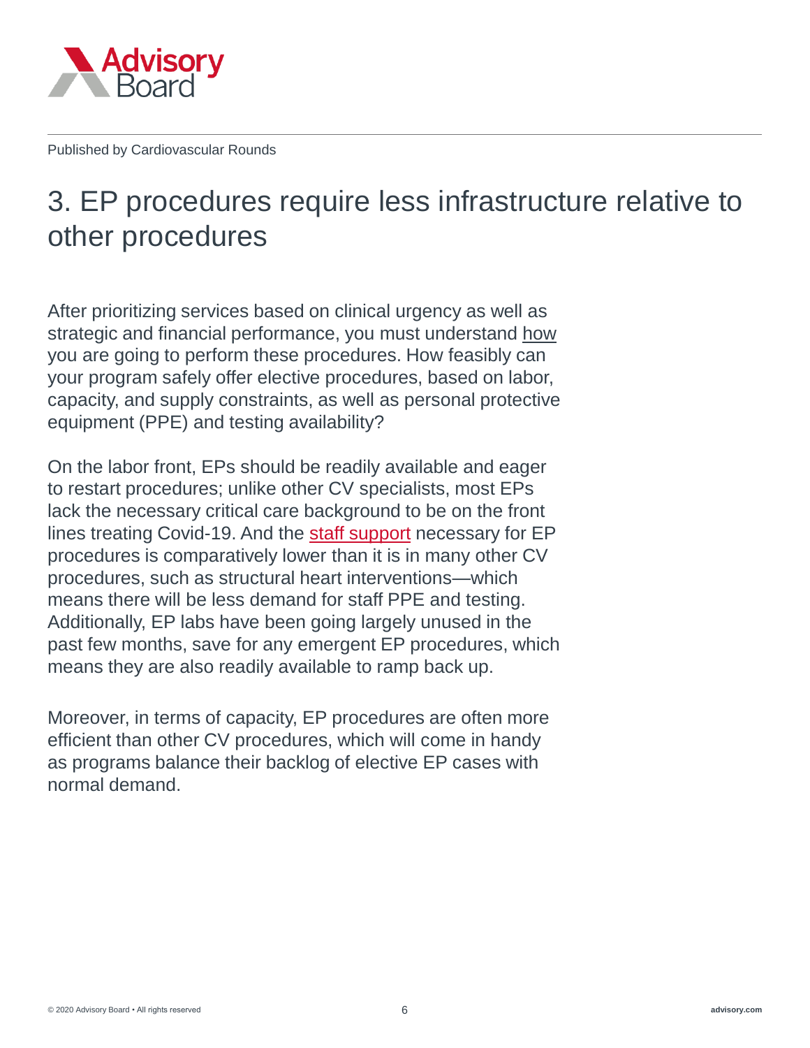Published by Cardiovascular Rounds

# 3. EP procedures require less infrastructure relative to other procedures

After prioritizing services based on clinical urgency as well as strategic and financial performance, you must understand how you are going to perform these procedures. How feasibly can your program safely offer elective procedures, based on labor, capacity, and supply constraints, as well as personal protective equipment (PPE) and testing availability?

On the labor front, EPs should be readily available and eager to restart procedures; unlike other CV specialists, most EPs lack the necessary critical care background to be on the front lines treating Covid-19. And the staff support necessary for EP procedures is comparatively lower than it is in many other CV procedures, such as structural heart interventions—which means there will be less demand for staff PPE and testing. Additionally, EP labs have been going largely unused in the past few months, save for any emergent EP procedures, which means they are also readily available to ramp back up.

Moreover, in terms of capacity, EP procedures are often more efficient than other CV procedures, which will come in handy as programs balance their backlog of elective EP cases with normal demand.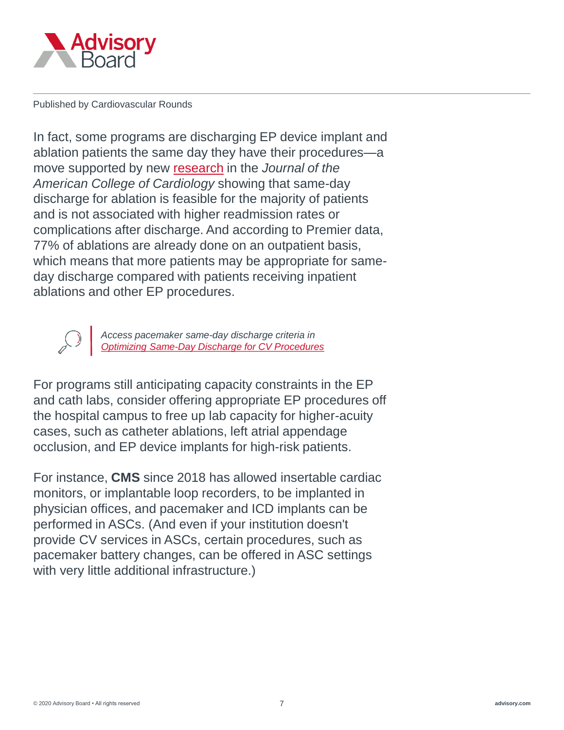Published by Cardiovascular Rounds

In fact, some programs are discharging EP device implant and ablation patients the same day they have their procedures—a move supported by new research in the *Journal of the American College of Cardiology* showing that same-day discharge for ablation is feasible for the majority of patients and is not associated with higher readmission rates or complications after discharge. And according to Premier data, 77% of ablations are already done on an outpatient basis, which means that more patients may be appropriate for same-day discharge compared with patients receiving inpatient ablations and other EP procedures.

> *Access pacemaker same-day discharge criteria in Optimizing Same-Day Discharge for CV Procedures*

For programs still anticipating capacity constraints in the EP and cath labs, consider offering appropriate EP procedures off the hospital campus to free up lab capacity for higher-acuity cases, such as catheter ablations, left atrial appendage occlusion, and EP device implants for high-risk patients.

For instance, **CMS** since 2018 has allowed insertable cardiac monitors, or implantable loop recorders, to be implanted in physician offices, and pacemaker and ICD implants can be performed in ASCs. (And even if your institution doesn't provide CV services in ASCs, certain procedures, such as pacemaker battery changes, can be offered in ASC settings with very little additional infrastructure.)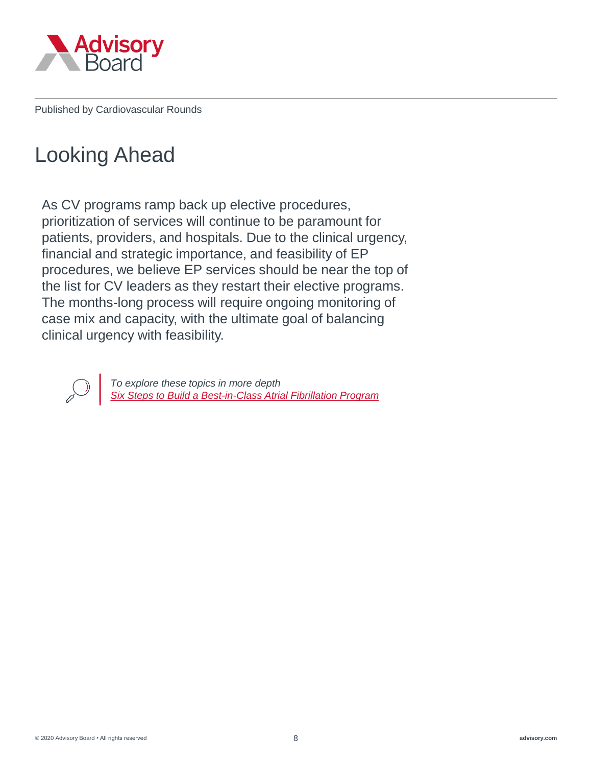Published by Cardiovascular Rounds

# Looking Ahead

As CV programs ramp back up elective procedures, prioritization of services will continue to be paramount for patients, providers, and hospitals. Due to the clinical urgency, financial and strategic importance, and feasibility of EP procedures, we believe EP services should be near the top of the list for CV leaders as they restart their elective programs. The months-long process will require ongoing monitoring of case mix and capacity, with the ultimate goal of balancing clinical urgency with feasibility.

*To explore these topics in more depth*
*Six Steps to Build a Best-in-Class Atrial Fibrillation Program*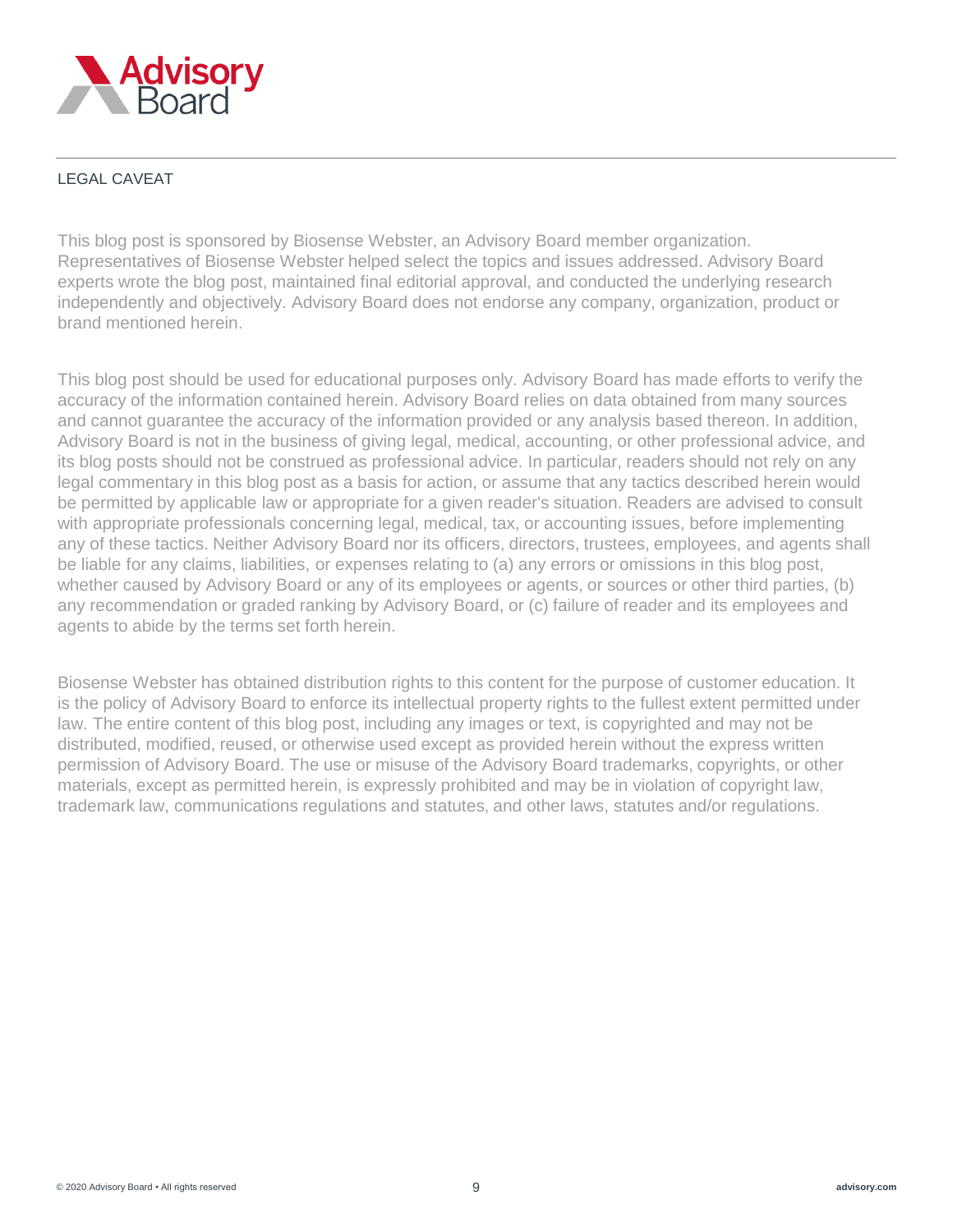## LEGAL CAVEAT

This blog post is sponsored by Biosense Webster, an Advisory Board member organization. Representatives of Biosense Webster helped select the topics and issues addressed. Advisory Board experts wrote the blog post, maintained final editorial approval, and conducted the underlying research independently and objectively. Advisory Board does not endorse any company, organization, product or brand mentioned herein.

This blog post should be used for educational purposes only. Advisory Board has made efforts to verify the accuracy of the information contained herein. Advisory Board relies on data obtained from many sources and cannot guarantee the accuracy of the information provided or any analysis based thereon. In addition, Advisory Board is not in the business of giving legal, medical, accounting, or other professional advice, and its blog posts should not be construed as professional advice. In particular, readers should not rely on any legal commentary in this blog post as a basis for action, or assume that any tactics described herein would be permitted by applicable law or appropriate for a given reader's situation. Readers are advised to consult with appropriate professionals concerning legal, medical, tax, or accounting issues, before implementing any of these tactics. Neither Advisory Board nor its officers, directors, trustees, employees, and agents shall be liable for any claims, liabilities, or expenses relating to (a) any errors or omissions in this blog post, whether caused by Advisory Board or any of its employees or agents, or sources or other third parties, (b) any recommendation or graded ranking by Advisory Board, or (c) failure of reader and its employees and agents to abide by the terms set forth herein.

Biosense Webster has obtained distribution rights to this content for the purpose of customer education. It is the policy of Advisory Board to enforce its intellectual property rights to the fullest extent permitted under law. The entire content of this blog post, including any images or text, is copyrighted and may not be distributed, modified, reused, or otherwise used except as provided herein without the express written permission of Advisory Board. The use or misuse of the Advisory Board trademarks, copyrights, or other materials, except as permitted herein, is expressly prohibited and may be in violation of copyright law, trademark law, communications regulations and statutes, and other laws, statutes and/or regulations.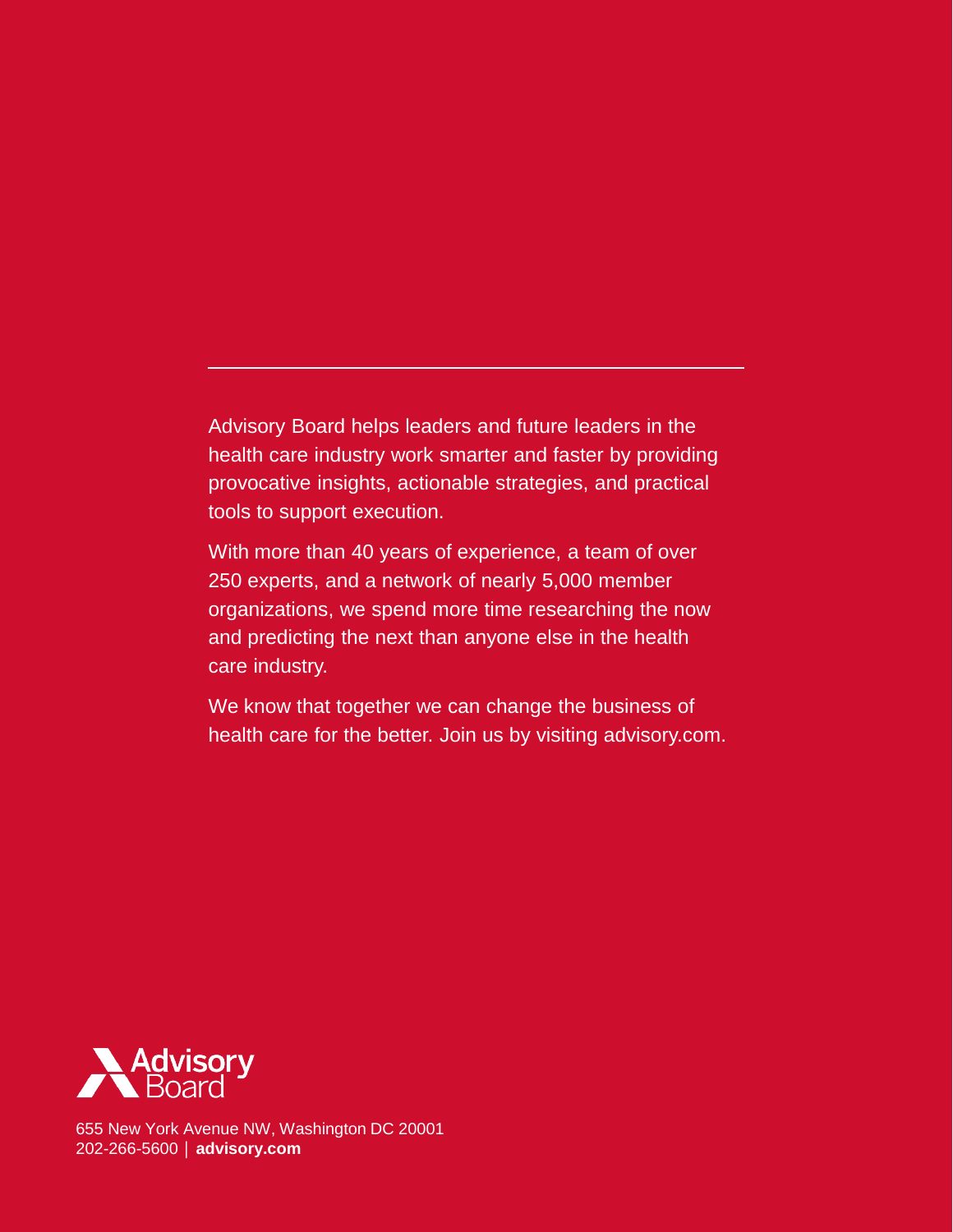Advisory Board helps leaders and future leaders in the health care industry work smarter and faster by providing provocative insights, actionable strategies, and practical tools to support execution.

With more than 40 years of experience, a team of over 250 experts, and a network of nearly 5,000 member organizations, we spend more time researching the now and predicting the next than anyone else in the health care industry.

We know that together we can change the business of health care for the better. Join us by visiting advisory.com.

Advisory Board

655 New York Avenue NW, Washington DC 20001
202-266-5600 | **advisory.com**